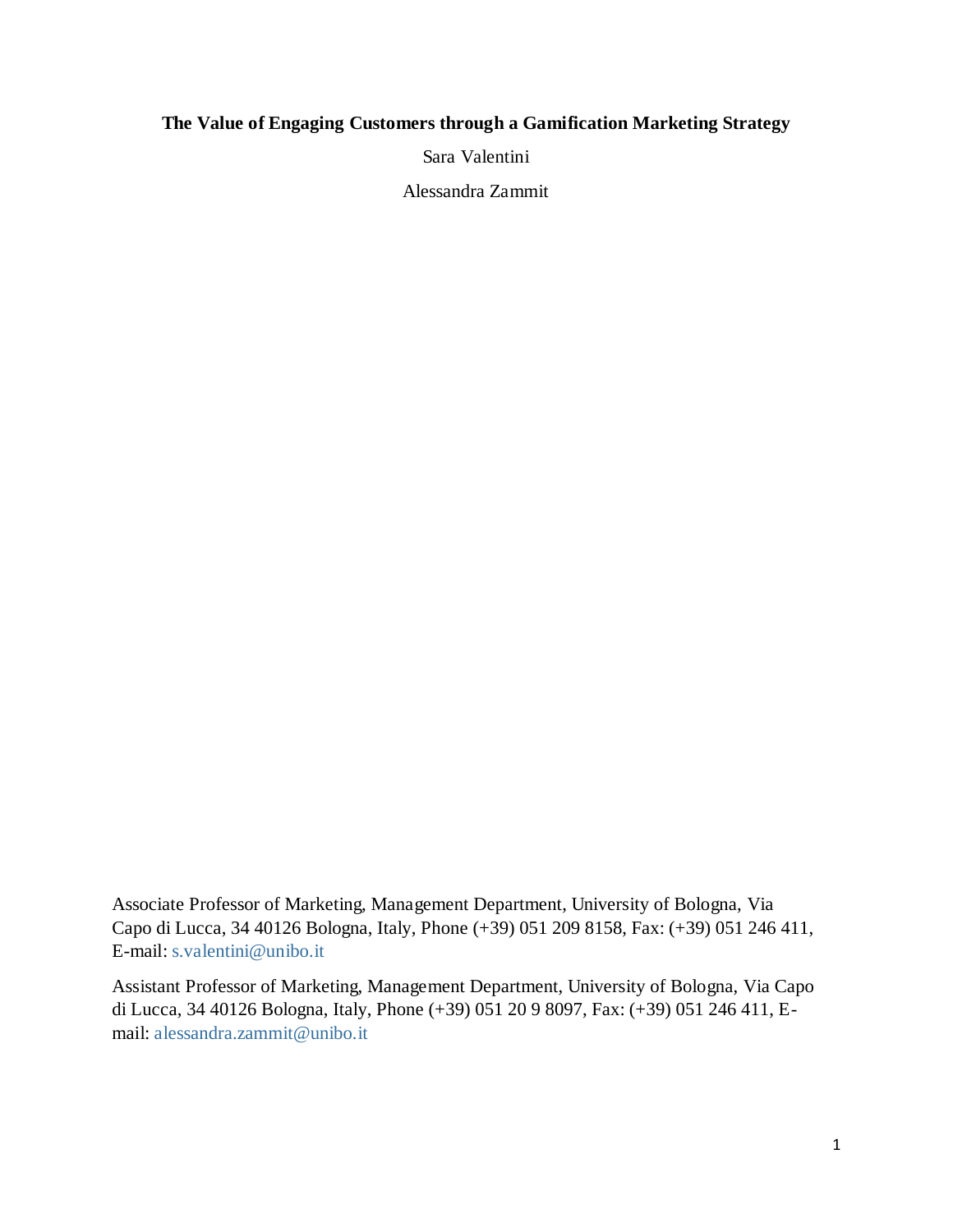**The Value of Engaging Customers through a Gamification Marketing Strategy**

Sara Valentini

Alessandra Zammit

Associate Professor of Marketing, Management Department, University of Bologna, Via Capo di Lucca, 34 40126 Bologna, Italy, Phone (+39) 051 209 8158, Fax: (+39) 051 246 411, E-mail: s.valentini@unibo.it

Assistant Professor of Marketing, Management Department, University of Bologna, Via Capo di Lucca, 34 40126 Bologna, Italy, Phone (+39) 051 20 9 8097, Fax: (+39) 051 246 411, E-mail: alessandra.zammit@unibo.it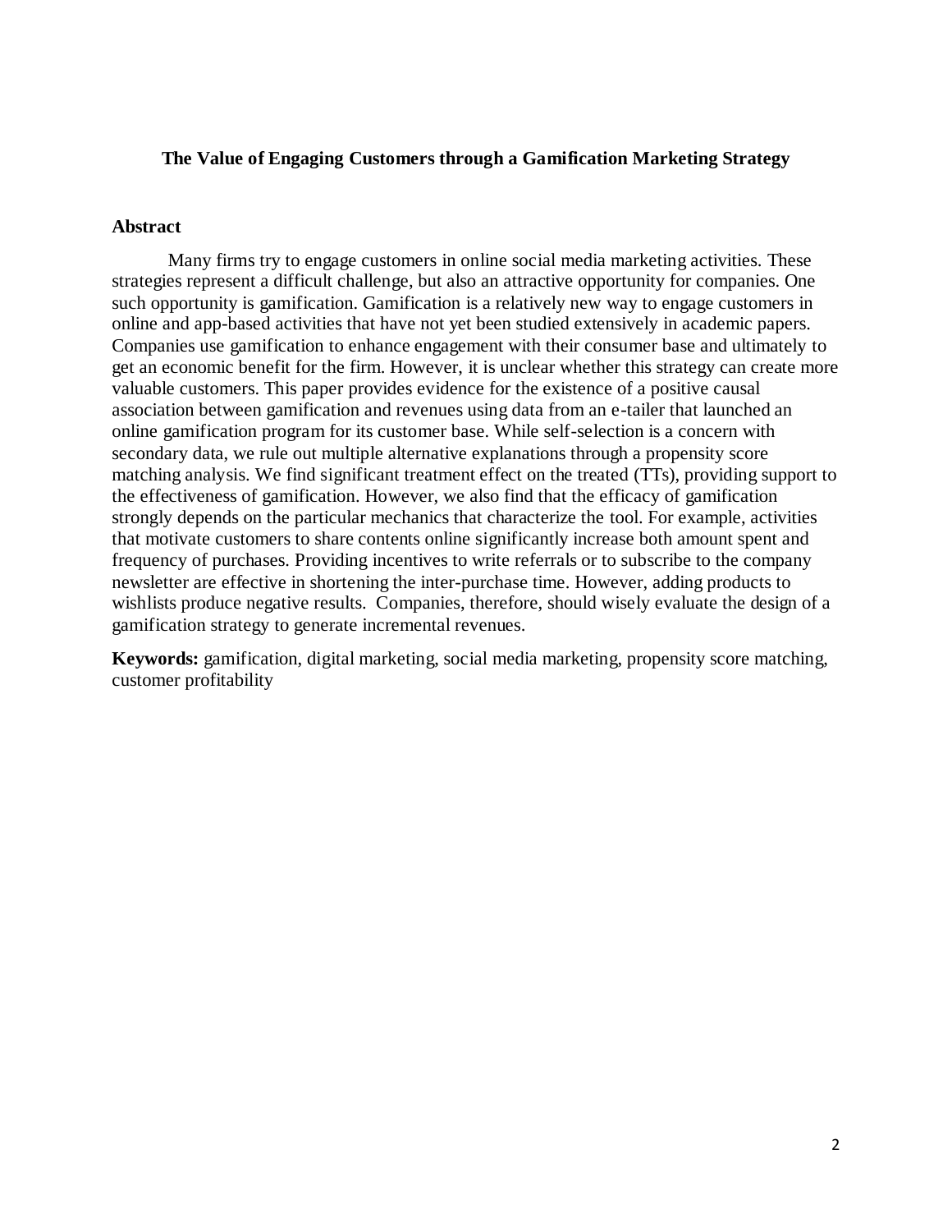**The Value of Engaging Customers through a Gamification Marketing Strategy**

## Abstract

Many firms try to engage customers in online social media marketing activities. These strategies represent a difficult challenge, but also an attractive opportunity for companies. One such opportunity is gamification. Gamification is a relatively new way to engage customers in online and app-based activities that have not yet been studied extensively in academic papers. Companies use gamification to enhance engagement with their consumer base and ultimately to get an economic benefit for the firm. However, it is unclear whether this strategy can create more valuable customers. This paper provides evidence for the existence of a positive causal association between gamification and revenues using data from an e-tailer that launched an online gamification program for its customer base. While self-selection is a concern with secondary data, we rule out multiple alternative explanations through a propensity score matching analysis. We find significant treatment effect on the treated (TTs), providing support to the effectiveness of gamification. However, we also find that the efficacy of gamification strongly depends on the particular mechanics that characterize the tool. For example, activities that motivate customers to share contents online significantly increase both amount spent and frequency of purchases. Providing incentives to write referrals or to subscribe to the company newsletter are effective in shortening the inter-purchase time. However, adding products to wishlists produce negative results. Companies, therefore, should wisely evaluate the design of a gamification strategy to generate incremental revenues.

**Keywords:** gamification, digital marketing, social media marketing, propensity score matching, customer profitability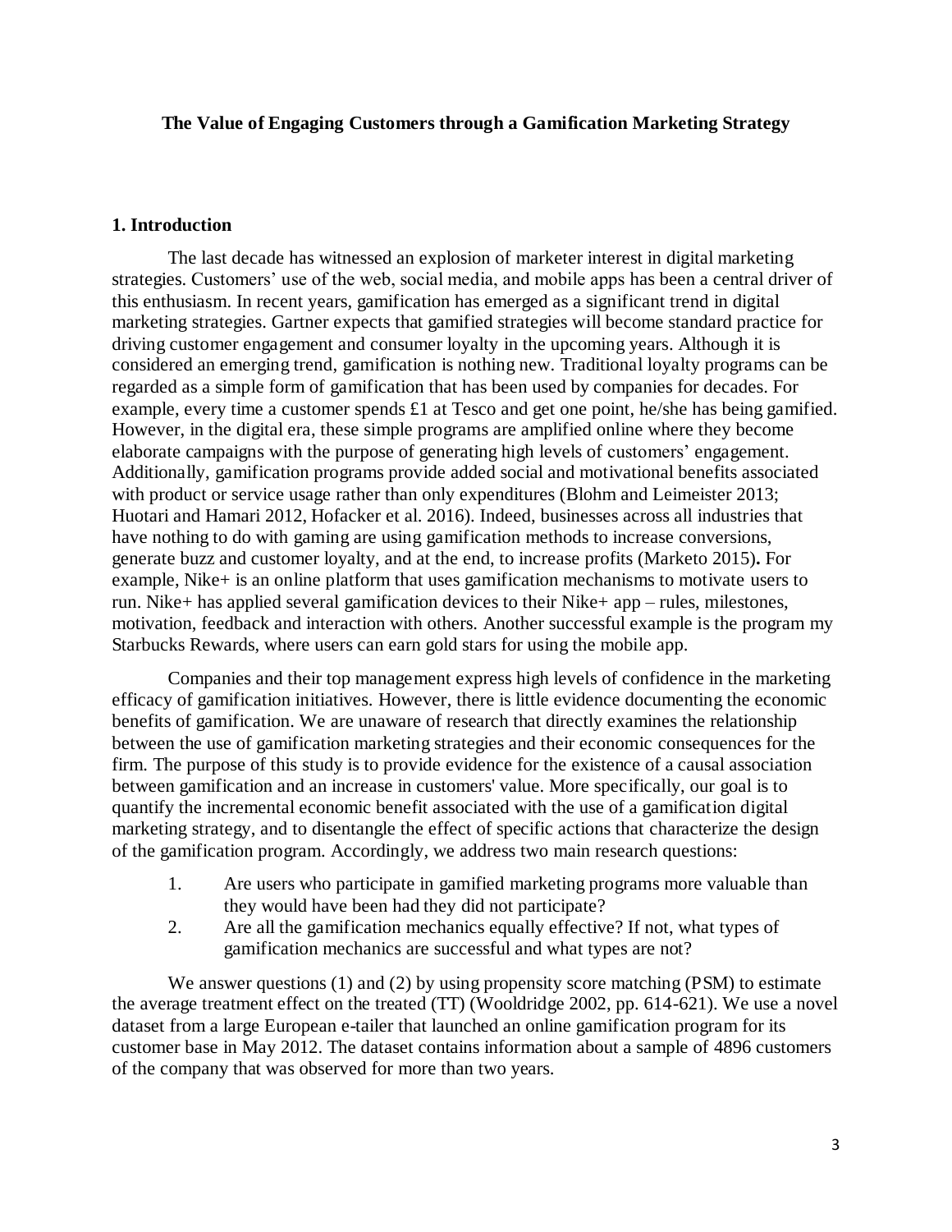**The Value of Engaging Customers through a Gamification Marketing Strategy**

## 1. Introduction

The last decade has witnessed an explosion of marketer interest in digital marketing strategies. Customers' use of the web, social media, and mobile apps has been a central driver of this enthusiasm. In recent years, gamification has emerged as a significant trend in digital marketing strategies. Gartner expects that gamified strategies will become standard practice for driving customer engagement and consumer loyalty in the upcoming years. Although it is considered an emerging trend, gamification is nothing new. Traditional loyalty programs can be regarded as a simple form of gamification that has been used by companies for decades. For example, every time a customer spends £1 at Tesco and get one point, he/she has being gamified. However, in the digital era, these simple programs are amplified online where they become elaborate campaigns with the purpose of generating high levels of customers' engagement. Additionally, gamification programs provide added social and motivational benefits associated with product or service usage rather than only expenditures (Blohm and Leimeister 2013; Huotari and Hamari 2012, Hofacker et al. 2016). Indeed, businesses across all industries that have nothing to do with gaming are using gamification methods to increase conversions, generate buzz and customer loyalty, and at the end, to increase profits (Marketo 2015)**.** For example, Nike+ is an online platform that uses gamification mechanisms to motivate users to run. Nike+ has applied several gamification devices to their Nike+ app – rules, milestones, motivation, feedback and interaction with others. Another successful example is the program my Starbucks Rewards, where users can earn gold stars for using the mobile app.

Companies and their top management express high levels of confidence in the marketing efficacy of gamification initiatives. However, there is little evidence documenting the economic benefits of gamification. We are unaware of research that directly examines the relationship between the use of gamification marketing strategies and their economic consequences for the firm. The purpose of this study is to provide evidence for the existence of a causal association between gamification and an increase in customers' value. More specifically, our goal is to quantify the incremental economic benefit associated with the use of a gamification digital marketing strategy, and to disentangle the effect of specific actions that characterize the design of the gamification program. Accordingly, we address two main research questions:

1. Are users who participate in gamified marketing programs more valuable than they would have been had they did not participate?
2. Are all the gamification mechanics equally effective? If not, what types of gamification mechanics are successful and what types are not?

We answer questions (1) and (2) by using propensity score matching (PSM) to estimate the average treatment effect on the treated (TT) (Wooldridge 2002, pp. 614-621). We use a novel dataset from a large European e-tailer that launched an online gamification program for its customer base in May 2012. The dataset contains information about a sample of 4896 customers of the company that was observed for more than two years.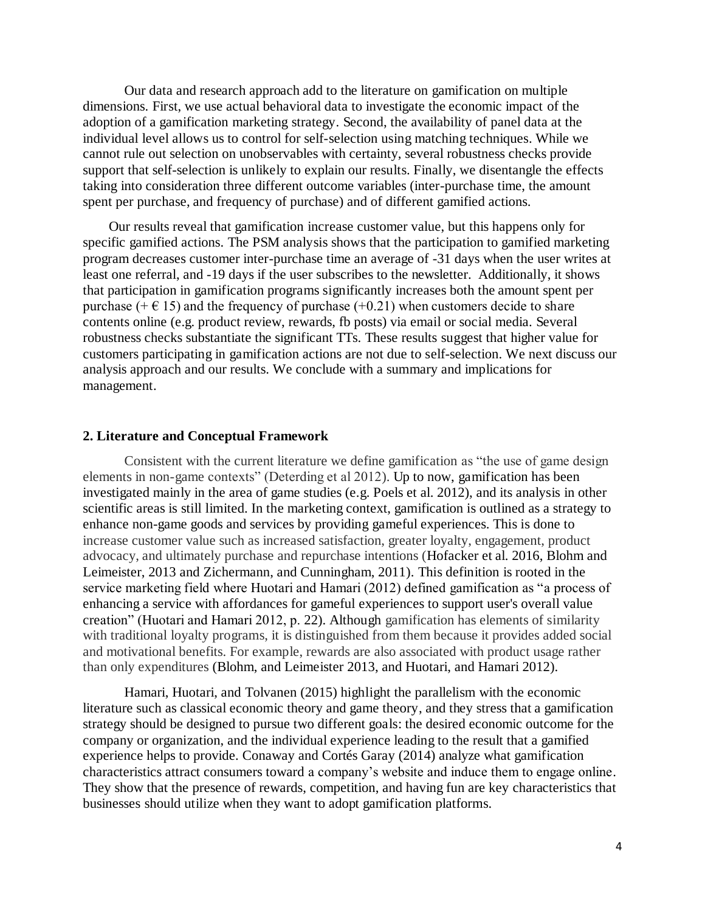Our data and research approach add to the literature on gamification on multiple dimensions. First, we use actual behavioral data to investigate the economic impact of the adoption of a gamification marketing strategy. Second, the availability of panel data at the individual level allows us to control for self-selection using matching techniques. While we cannot rule out selection on unobservables with certainty, several robustness checks provide support that self-selection is unlikely to explain our results. Finally, we disentangle the effects taking into consideration three different outcome variables (inter-purchase time, the amount spent per purchase, and frequency of purchase) and of different gamified actions.

Our results reveal that gamification increase customer value, but this happens only for specific gamified actions. The PSM analysis shows that the participation to gamified marketing program decreases customer inter-purchase time an average of -31 days when the user writes at least one referral, and -19 days if the user subscribes to the newsletter. Additionally, it shows that participation in gamification programs significantly increases both the amount spent per purchase (+ € 15) and the frequency of purchase (+0.21) when customers decide to share contents online (e.g. product review, rewards, fb posts) via email or social media. Several robustness checks substantiate the significant TTs. These results suggest that higher value for customers participating in gamification actions are not due to self-selection. We next discuss our analysis approach and our results. We conclude with a summary and implications for management.

## 2. Literature and Conceptual Framework

Consistent with the current literature we define gamification as "the use of game design elements in non-game contexts" (Deterding et al 2012). Up to now, gamification has been investigated mainly in the area of game studies (e.g. Poels et al. 2012), and its analysis in other scientific areas is still limited. In the marketing context, gamification is outlined as a strategy to enhance non-game goods and services by providing gameful experiences. This is done to increase customer value such as increased satisfaction, greater loyalty, engagement, product advocacy, and ultimately purchase and repurchase intentions (Hofacker et al. 2016, Blohm and Leimeister, 2013 and Zichermann, and Cunningham, 2011). This definition is rooted in the service marketing field where Huotari and Hamari (2012) defined gamification as "a process of enhancing a service with affordances for gameful experiences to support user's overall value creation" (Huotari and Hamari 2012, p. 22). Although gamification has elements of similarity with traditional loyalty programs, it is distinguished from them because it provides added social and motivational benefits. For example, rewards are also associated with product usage rather than only expenditures (Blohm, and Leimeister 2013, and Huotari, and Hamari 2012).

Hamari, Huotari, and Tolvanen (2015) highlight the parallelism with the economic literature such as classical economic theory and game theory, and they stress that a gamification strategy should be designed to pursue two different goals: the desired economic outcome for the company or organization, and the individual experience leading to the result that a gamified experience helps to provide. Conaway and Cortés Garay (2014) analyze what gamification characteristics attract consumers toward a company's website and induce them to engage online. They show that the presence of rewards, competition, and having fun are key characteristics that businesses should utilize when they want to adopt gamification platforms.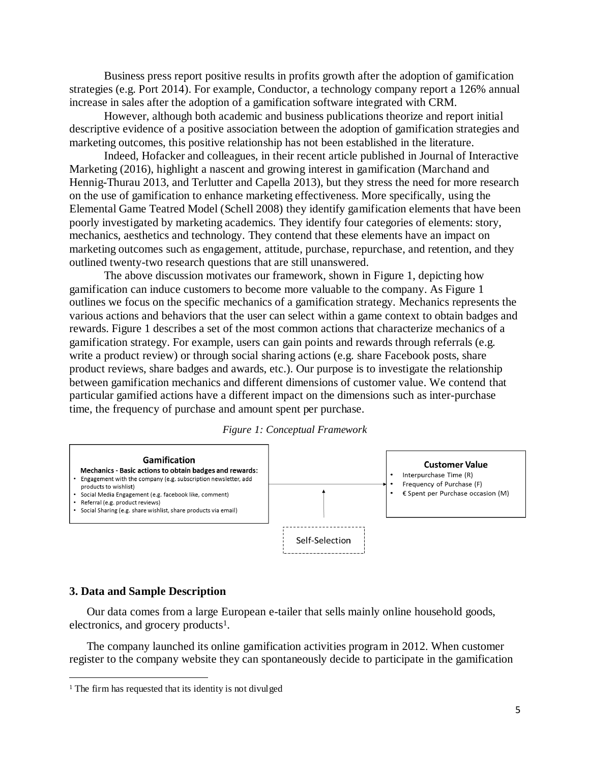Business press report positive results in profits growth after the adoption of gamification strategies (e.g. Port 2014). For example, Conductor, a technology company report a 126% annual increase in sales after the adoption of a gamification software integrated with CRM.

However, although both academic and business publications theorize and report initial descriptive evidence of a positive association between the adoption of gamification strategies and marketing outcomes, this positive relationship has not been established in the literature.

Indeed, Hofacker and colleagues, in their recent article published in Journal of Interactive Marketing (2016), highlight a nascent and growing interest in gamification (Marchand and Hennig-Thurau 2013, and Terlutter and Capella 2013), but they stress the need for more research on the use of gamification to enhance marketing effectiveness. More specifically, using the Elemental Game Teatred Model (Schell 2008) they identify gamification elements that have been poorly investigated by marketing academics. They identify four categories of elements: story, mechanics, aesthetics and technology. They contend that these elements have an impact on marketing outcomes such as engagement, attitude, purchase, repurchase, and retention, and they outlined twenty-two research questions that are still unanswered.

The above discussion motivates our framework, shown in Figure 1, depicting how gamification can induce customers to become more valuable to the company. As Figure 1 outlines we focus on the specific mechanics of a gamification strategy. Mechanics represents the various actions and behaviors that the user can select within a game context to obtain badges and rewards. Figure 1 describes a set of the most common actions that characterize mechanics of a gamification strategy. For example, users can gain points and rewards through referrals (e.g. write a product review) or through social sharing actions (e.g. share Facebook posts, share product reviews, share badges and awards, etc.). Our purpose is to investigate the relationship between gamification mechanics and different dimensions of customer value. We contend that particular gamified actions have a different impact on the dimensions such as inter-purchase time, the frequency of purchase and amount spent per purchase.

*Figure 1: Conceptual Framework*

**Gamification**

**Mechanics - Basic actions to obtain badges and rewards:**
- Engagement with the company (e.g. subscription newsletter, add products to wishlist)
- Social Media Engagement (e.g. facebook like, comment)
- Referral (e.g. product reviews)
- Social Sharing (e.g. share wishlist, share products via email)

**Customer Value**
- Interpurchase Time (R)
- Frequency of Purchase (F)
- € Spent per Purchase occasion (M)

Self-Selection

## 3. Data and Sample Description

Our data comes from a large European e-tailer that sells mainly online household goods, electronics, and grocery products[1].

The company launched its online gamification activities program in 2012. When customer register to the company website they can spontaneously decide to participate in the gamification

[1] The firm has requested that its identity is not divulged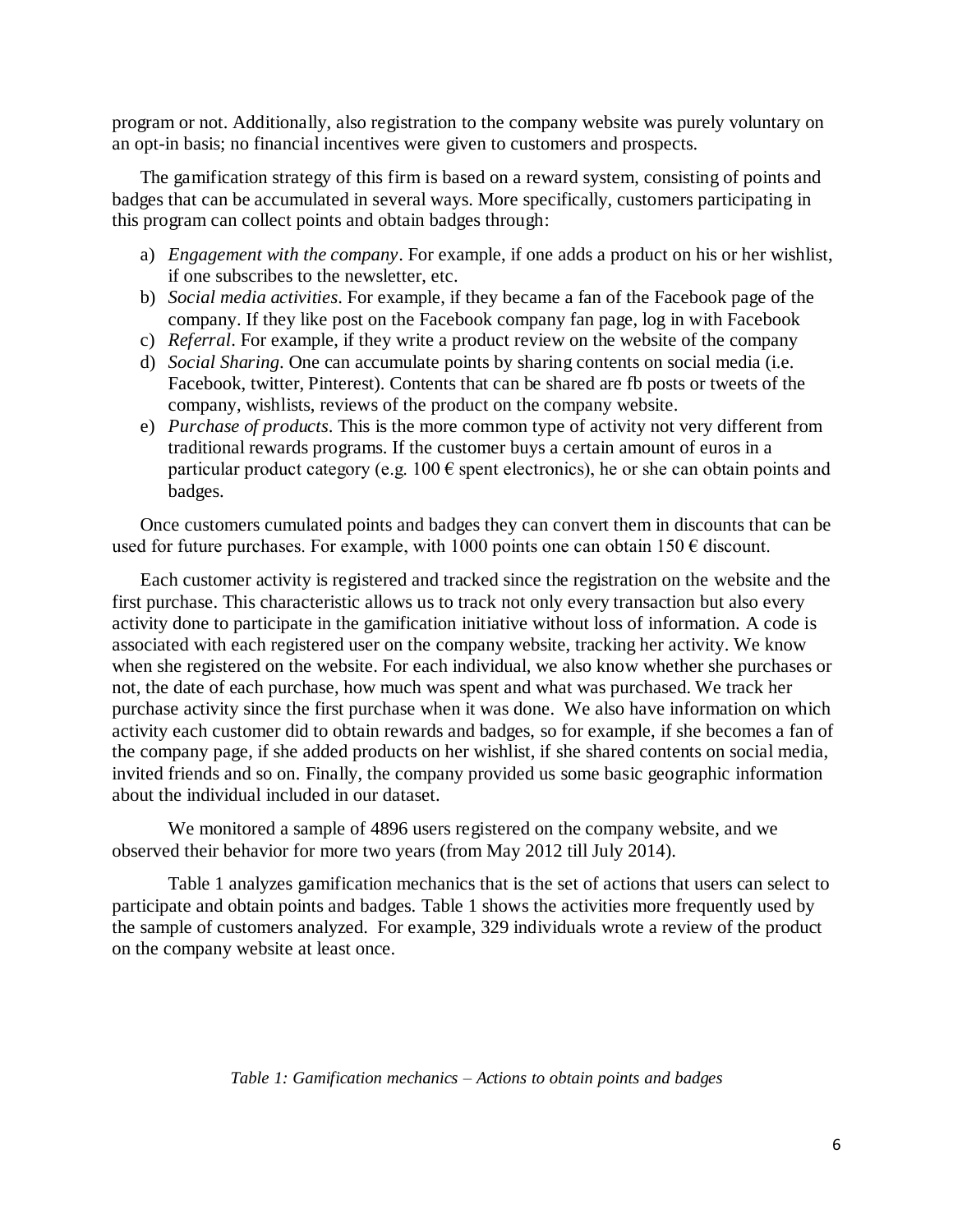program or not. Additionally, also registration to the company website was purely voluntary on an opt-in basis; no financial incentives were given to customers and prospects.

The gamification strategy of this firm is based on a reward system, consisting of points and badges that can be accumulated in several ways. More specifically, customers participating in this program can collect points and obtain badges through:

a) *Engagement with the company*. For example, if one adds a product on his or her wishlist, if one subscribes to the newsletter, etc.
b) *Social media activities*. For example, if they became a fan of the Facebook page of the company. If they like post on the Facebook company fan page, log in with Facebook
c) *Referral*. For example, if they write a product review on the website of the company
d) *Social Sharing*. One can accumulate points by sharing contents on social media (i.e. Facebook, twitter, Pinterest). Contents that can be shared are fb posts or tweets of the company, wishlists, reviews of the product on the company website.
e) *Purchase of products*. This is the more common type of activity not very different from traditional rewards programs. If the customer buys a certain amount of euros in a particular product category (e.g. 100 € spent electronics), he or she can obtain points and badges.

Once customers cumulated points and badges they can convert them in discounts that can be used for future purchases. For example, with 1000 points one can obtain 150 € discount.

Each customer activity is registered and tracked since the registration on the website and the first purchase. This characteristic allows us to track not only every transaction but also every activity done to participate in the gamification initiative without loss of information. A code is associated with each registered user on the company website, tracking her activity. We know when she registered on the website. For each individual, we also know whether she purchases or not, the date of each purchase, how much was spent and what was purchased. We track her purchase activity since the first purchase when it was done. We also have information on which activity each customer did to obtain rewards and badges, so for example, if she becomes a fan of the company page, if she added products on her wishlist, if she shared contents on social media, invited friends and so on. Finally, the company provided us some basic geographic information about the individual included in our dataset.

We monitored a sample of 4896 users registered on the company website, and we observed their behavior for more two years (from May 2012 till July 2014).

Table 1 analyzes gamification mechanics that is the set of actions that users can select to participate and obtain points and badges. Table 1 shows the activities more frequently used by the sample of customers analyzed. For example, 329 individuals wrote a review of the product on the company website at least once.

*Table 1: Gamification mechanics – Actions to obtain points and badges*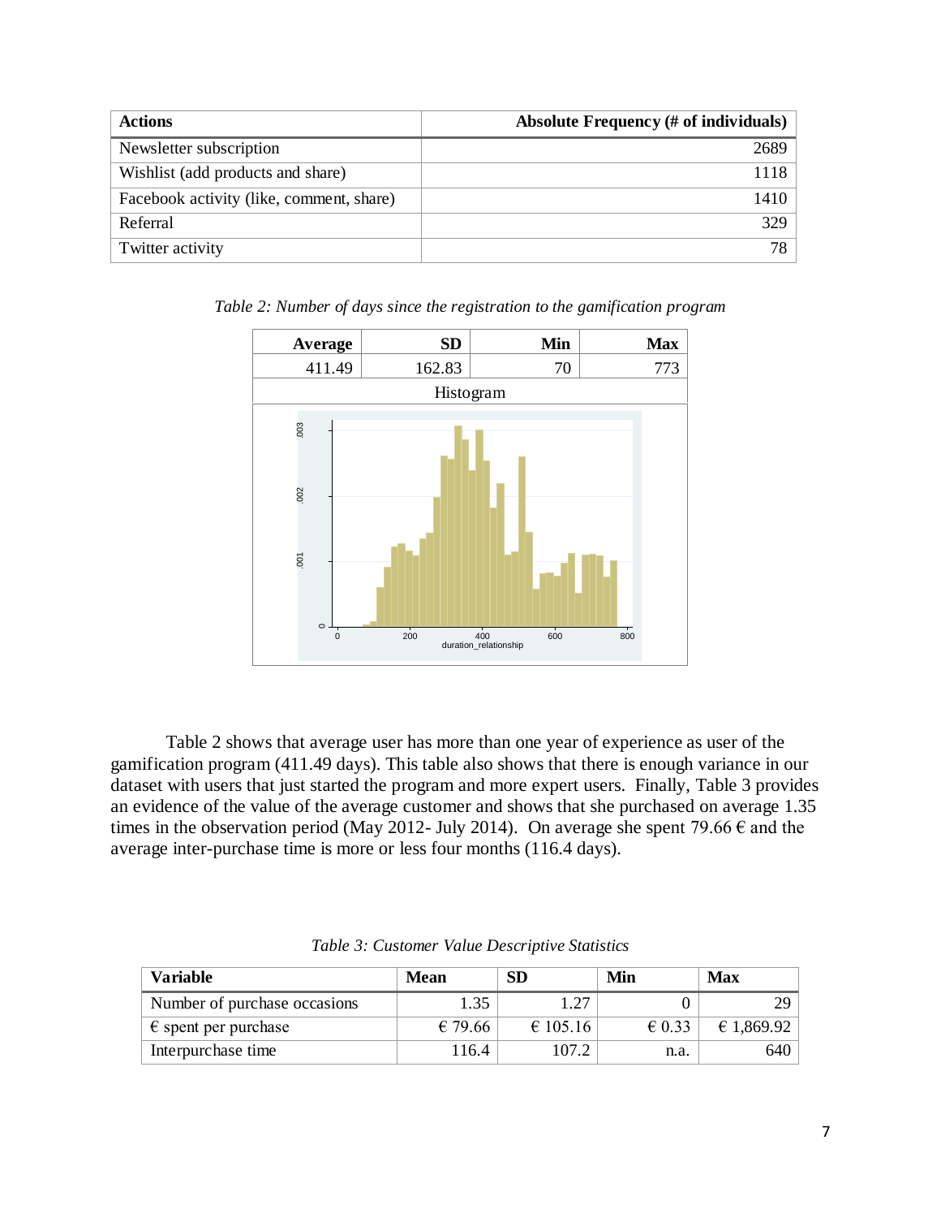| Actions | Absolute Frequency (# of individuals) |
|---|---|
| Newsletter subscription | 2689 |
| Wishlist (add products and share) | 1118 |
| Facebook activity (like, comment, share) | 1410 |
| Referral | 329 |
| Twitter activity | 78 |

*Table 2: Number of days since the registration to the gamification program*

| Average | SD | Min | Max |
|---|---|---|---|
| 411.49 | 162.83 | 70 | 773 |
| Histogram | | | |

Table 2 shows that average user has more than one year of experience as user of the gamification program (411.49 days). This table also shows that there is enough variance in our dataset with users that just started the program and more expert users. Finally, Table 3 provides an evidence of the value of the average customer and shows that she purchased on average 1.35 times in the observation period (May 2012- July 2014). On average she spent 79.66 € and the average inter-purchase time is more or less four months (116.4 days).

*Table 3: Customer Value Descriptive Statistics*

| Variable | Mean | SD | Min | Max |
|---|---|---|---|---|
| Number of purchase occasions | 1.35 | 1.27 | 0 | 29 |
| € spent per purchase | € 79.66 | € 105.16 | € 0.33 | € 1,869.92 |
| Interpurchase time | 116.4 | 107.2 | n.a. | 640 |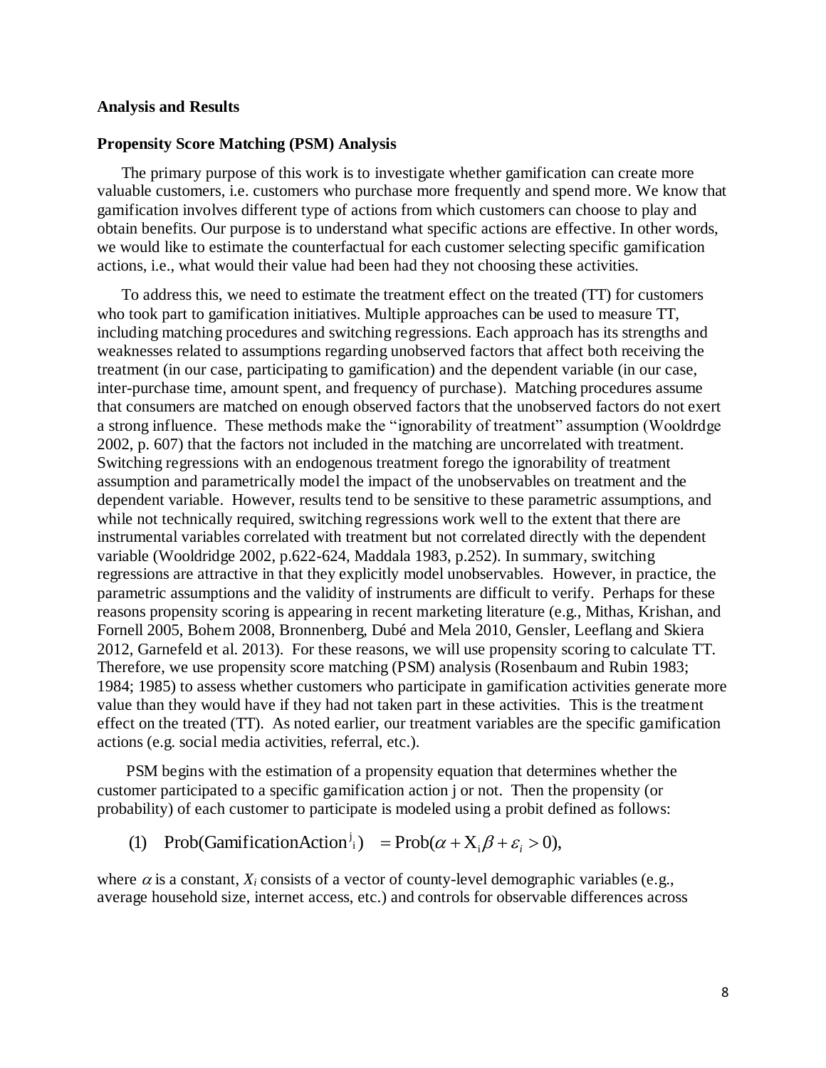## Analysis and Results

### Propensity Score Matching (PSM) Analysis

The primary purpose of this work is to investigate whether gamification can create more valuable customers, i.e. customers who purchase more frequently and spend more. We know that gamification involves different type of actions from which customers can choose to play and obtain benefits. Our purpose is to understand what specific actions are effective. In other words, we would like to estimate the counterfactual for each customer selecting specific gamification actions, i.e., what would their value had been had they not choosing these activities.

To address this, we need to estimate the treatment effect on the treated (TT) for customers who took part to gamification initiatives. Multiple approaches can be used to measure TT, including matching procedures and switching regressions. Each approach has its strengths and weaknesses related to assumptions regarding unobserved factors that affect both receiving the treatment (in our case, participating to gamification) and the dependent variable (in our case, inter-purchase time, amount spent, and frequency of purchase). Matching procedures assume that consumers are matched on enough observed factors that the unobserved factors do not exert a strong influence. These methods make the "ignorability of treatment" assumption (Wooldrdge 2002, p. 607) that the factors not included in the matching are uncorrelated with treatment. Switching regressions with an endogenous treatment forego the ignorability of treatment assumption and parametrically model the impact of the unobservables on treatment and the dependent variable. However, results tend to be sensitive to these parametric assumptions, and while not technically required, switching regressions work well to the extent that there are instrumental variables correlated with treatment but not correlated directly with the dependent variable (Wooldridge 2002, p.622-624, Maddala 1983, p.252). In summary, switching regressions are attractive in that they explicitly model unobservables. However, in practice, the parametric assumptions and the validity of instruments are difficult to verify. Perhaps for these reasons propensity scoring is appearing in recent marketing literature (e.g., Mithas, Krishan, and Fornell 2005, Bohem 2008, Bronnenberg, Dubé and Mela 2010, Gensler, Leeflang and Skiera 2012, Garnefeld et al. 2013). For these reasons, we will use propensity scoring to calculate TT. Therefore, we use propensity score matching (PSM) analysis (Rosenbaum and Rubin 1983; 1984; 1985) to assess whether customers who participate in gamification activities generate more value than they would have if they had not taken part in these activities. This is the treatment effect on the treated (TT). As noted earlier, our treatment variables are the specific gamification actions (e.g. social media activities, referral, etc.).

PSM begins with the estimation of a propensity equation that determines whether the customer participated to a specific gamification action j or not. Then the propensity (or probability) of each customer to participate is modeled using a probit defined as follows:

$$\text{(1)} \quad \text{Prob}(\text{GamificationAction}^{j}_{i}) = \text{Prob}(\alpha + \text{X}_{i}\beta + \varepsilon_{i} > 0),$$

where $\alpha$ is a constant, $X_i$ consists of a vector of county-level demographic variables (e.g., average household size, internet access, etc.) and controls for observable differences across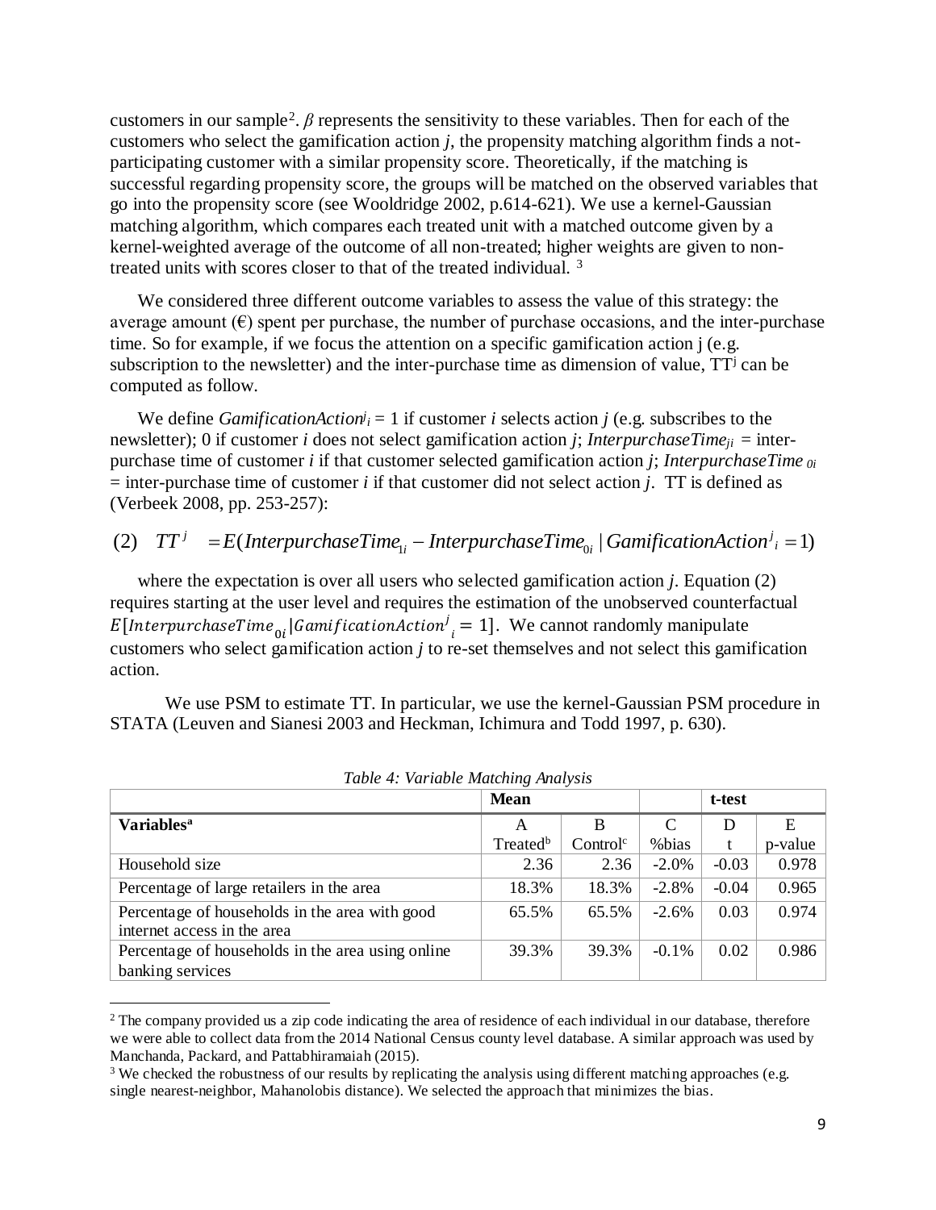customers in our sample[2]. $\beta$ represents the sensitivity to these variables. Then for each of the customers who select the gamification action *j*, the propensity matching algorithm finds a not-participating customer with a similar propensity score. Theoretically, if the matching is successful regarding propensity score, the groups will be matched on the observed variables that go into the propensity score (see Wooldridge 2002, p.614-621). We use a kernel-Gaussian matching algorithm, which compares each treated unit with a matched outcome given by a kernel-weighted average of the outcome of all non-treated; higher weights are given to non-treated units with scores closer to that of the treated individual. [3]

We considered three different outcome variables to assess the value of this strategy: the average amount (€) spent per purchase, the number of purchase occasions, and the inter-purchase time. So for example, if we focus the attention on a specific gamification action j (e.g. subscription to the newsletter) and the inter-purchase time as dimension of value, $TT^j$ can be computed as follow.

We define $GamificationAction^j{}_i = 1$ if customer *i* selects action *j* (e.g. subscribes to the newsletter); 0 if customer *i* does not select gamification action *j*; $InterpurchaseTime_{ji}$ = inter-purchase time of customer *i* if that customer selected gamification action *j*; $InterpurchaseTime_{0i}$ = inter-purchase time of customer *i* if that customer did not select action *j*. TT is defined as (Verbeek 2008, pp. 253-257):

$$(2) \quad TT^j = E(InterpurchaseTime_{1i} - InterpurchaseTime_{0i} \mid GamificationAction^j{}_i = 1)$$

where the expectation is over all users who selected gamification action *j*. Equation (2) requires starting at the user level and requires the estimation of the unobserved counterfactual $E[InterpurchaseTime_{0i} | GamificationAction^j{}_i = 1]$. We cannot randomly manipulate customers who select gamification action *j* to re-set themselves and not select this gamification action.

We use PSM to estimate TT. In particular, we use the kernel-Gaussian PSM procedure in STATA (Leuven and Sianesi 2003 and Heckman, Ichimura and Todd 1997, p. 630).

*Table 4: Variable Matching Analysis*

| | **Mean** | | | **t-test** | |
|---|---|---|---|---|---|
| **Variables[a]** | A<br>Treated[b] | B<br>Control[c] | C<br>%bias | D<br>t | E<br>p-value |
| Household size | 2.36 | 2.36 | -2.0% | -0.03 | 0.978 |
| Percentage of large retailers in the area | 18.3% | 18.3% | -2.8% | -0.04 | 0.965 |
| Percentage of households in the area with good internet access in the area | 65.5% | 65.5% | -2.6% | 0.03 | 0.974 |
| Percentage of households in the area using online banking services | 39.3% | 39.3% | -0.1% | 0.02 | 0.986 |

[2] The company provided us a zip code indicating the area of residence of each individual in our database, therefore we were able to collect data from the 2014 National Census county level database. A similar approach was used by Manchanda, Packard, and Pattabhiramaiah (2015).

[3] We checked the robustness of our results by replicating the analysis using different matching approaches (e.g. single nearest-neighbor, Mahanolobis distance). We selected the approach that minimizes the bias.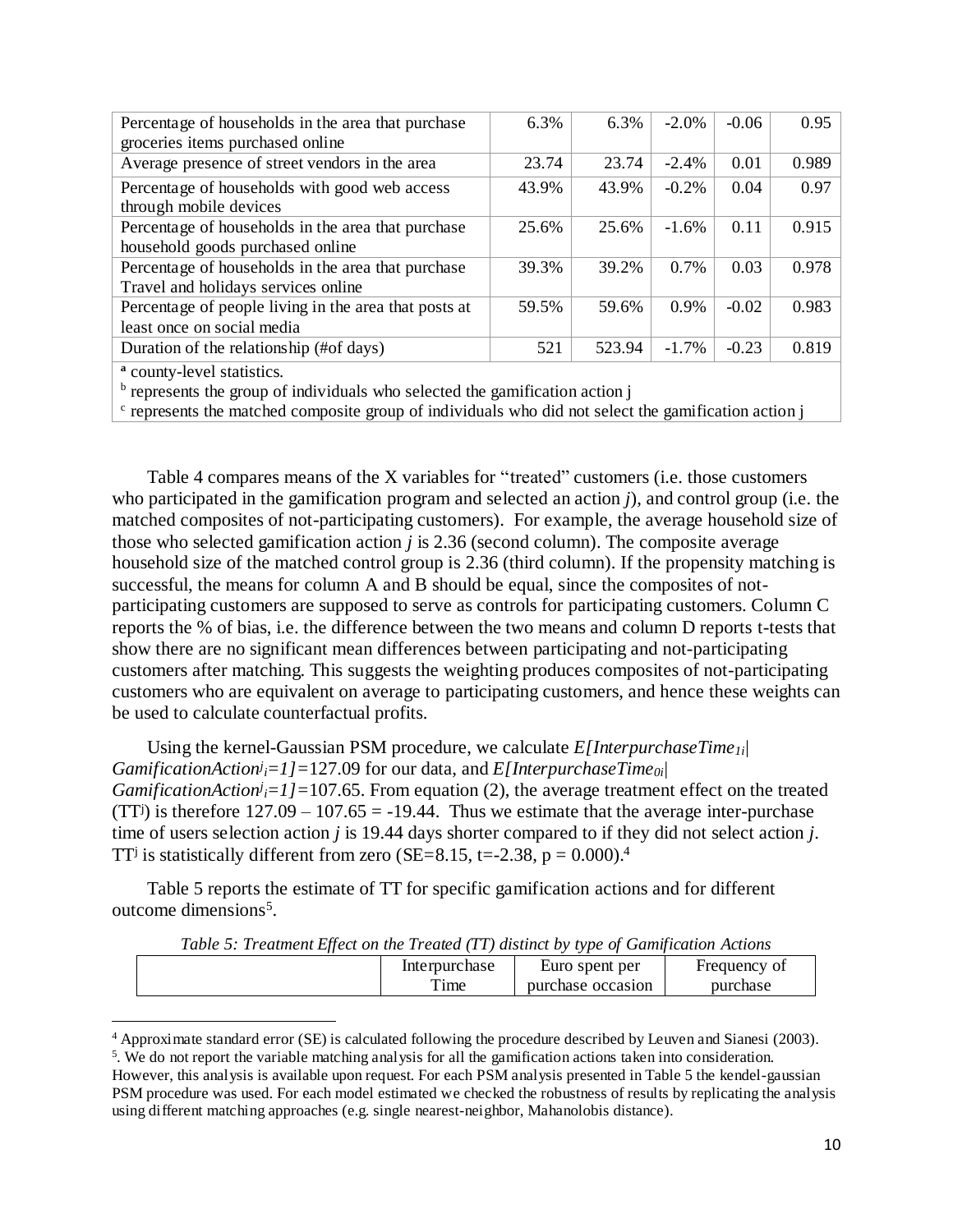| | | | | | |
|---|---|---|---|---|---|
| Percentage of households in the area that purchase groceries items purchased online | 6.3% | 6.3% | -2.0% | -0.06 | 0.95 |
| Average presence of street vendors in the area | 23.74 | 23.74 | -2.4% | 0.01 | 0.989 |
| Percentage of households with good web access through mobile devices | 43.9% | 43.9% | -0.2% | 0.04 | 0.97 |
| Percentage of households in the area that purchase household goods purchased online | 25.6% | 25.6% | -1.6% | 0.11 | 0.915 |
| Percentage of households in the area that purchase Travel and holidays services online | 39.3% | 39.2% | 0.7% | 0.03 | 0.978 |
| Percentage of people living in the area that posts at least once on social media | 59.5% | 59.6% | 0.9% | -0.02 | 0.983 |
| Duration of the relationship (#of days) | 521 | 523.94 | -1.7% | -0.23 | 0.819 |

[a] county-level statistics.
[b] represents the group of individuals who selected the gamification action j
[c] represents the matched composite group of individuals who did not select the gamification action j

Table 4 compares means of the X variables for "treated" customers (i.e. those customers who participated in the gamification program and selected an action *j*), and control group (i.e. the matched composites of not-participating customers). For example, the average household size of those who selected gamification action *j* is 2.36 (second column). The composite average household size of the matched control group is 2.36 (third column). If the propensity matching is successful, the means for column A and B should be equal, since the composites of not-participating customers are supposed to serve as controls for participating customers. Column C reports the % of bias, i.e. the difference between the two means and column D reports t-tests that show there are no significant mean differences between participating and not-participating customers after matching. This suggests the weighting produces composites of not-participating customers who are equivalent on average to participating customers, and hence these weights can be used to calculate counterfactual profits.

Using the kernel-Gaussian PSM procedure, we calculate $E[InterpurchaseTime_{1i}| GamificationAction^{j}_{i}=1]=127.09$ for our data, and $E[InterpurchaseTime_{0i}| GamificationAction^{j}_{i}=1]=107.65$. From equation (2), the average treatment effect on the treated ($TT^{j}$) is therefore $127.09 - 107.65 = -19.44$. Thus we estimate that the average inter-purchase time of users selection action *j* is 19.44 days shorter compared to if they did not select action *j*. $TT^{j}$ is statistically different from zero (SE=8.15, t=-2.38, p = 0.000).[4]

Table 5 reports the estimate of TT for specific gamification actions and for different outcome dimensions[5].

*Table 5: Treatment Effect on the Treated (TT) distinct by type of Gamification Actions*

| | Interpurchase Time | Euro spent per purchase occasion | Frequency of purchase |
|---|---|---|---|

[4] Approximate standard error (SE) is calculated following the procedure described by Leuven and Sianesi (2003).

[5]. We do not report the variable matching analysis for all the gamification actions taken into consideration. However, this analysis is available upon request. For each PSM analysis presented in Table 5 the kendel-gaussian PSM procedure was used. For each model estimated we checked the robustness of results by replicating the analysis using different matching approaches (e.g. single nearest-neighbor, Mahanolobis distance).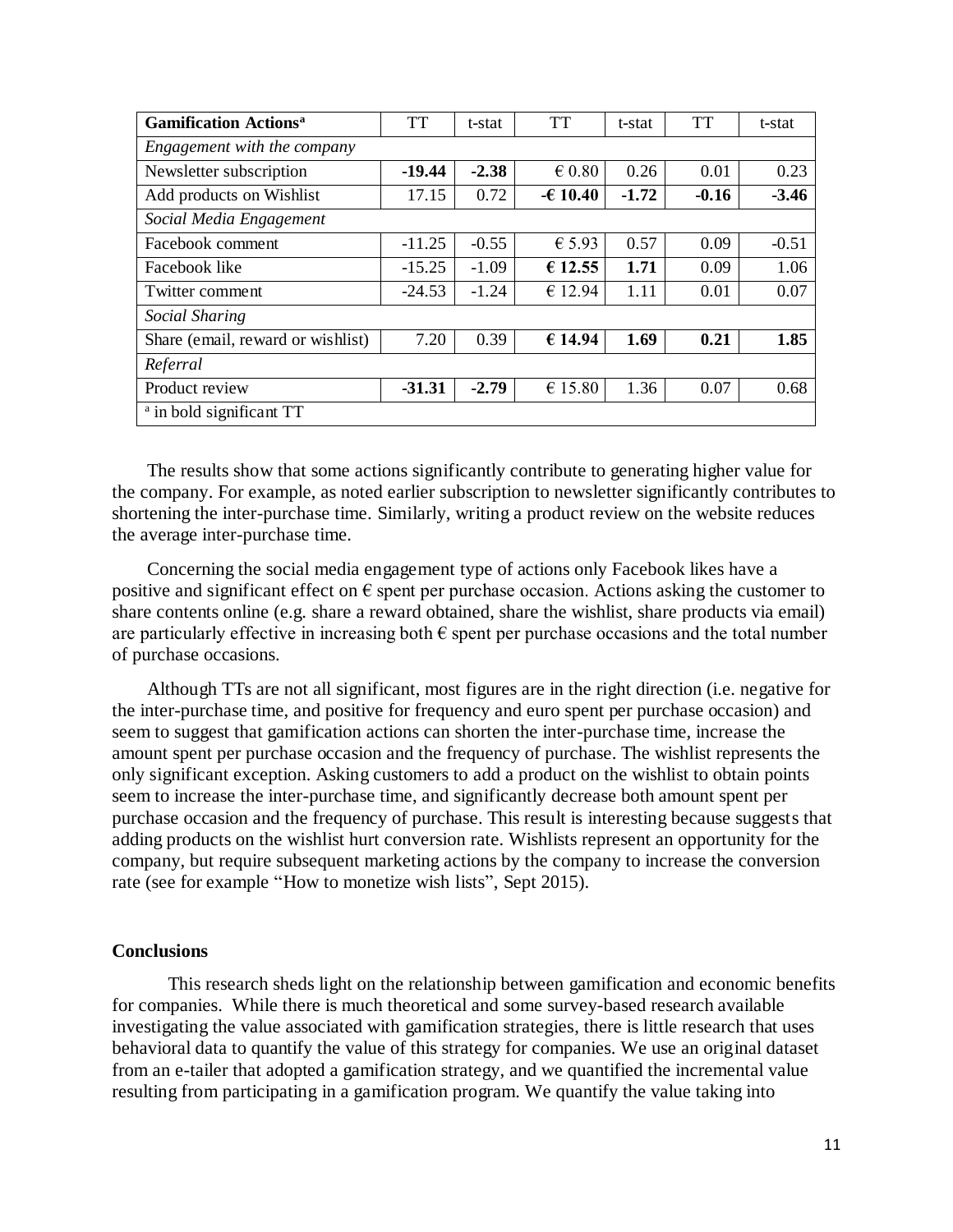| **Gamification Actions**[a] | TT | t-stat | TT | t-stat | TT | t-stat |
|---|---|---|---|---|---|---|
| *Engagement with the company* | | | | | | |
| Newsletter subscription | **-19.44** | **-2.38** | € 0.80 | 0.26 | 0.01 | 0.23 |
| Add products on Wishlist | 17.15 | 0.72 | **-€ 10.40** | **-1.72** | **-0.16** | **-3.46** |
| *Social Media Engagement* | | | | | | |
| Facebook comment | -11.25 | -0.55 | € 5.93 | 0.57 | 0.09 | -0.51 |
| Facebook like | -15.25 | -1.09 | **€ 12.55** | **1.71** | 0.09 | 1.06 |
| Twitter comment | -24.53 | -1.24 | € 12.94 | 1.11 | 0.01 | 0.07 |
| *Social Sharing* | | | | | | |
| Share (email, reward or wishlist) | 7.20 | 0.39 | **€ 14.94** | **1.69** | **0.21** | **1.85** |
| *Referral* | | | | | | |
| Product review | **-31.31** | **-2.79** | € 15.80 | 1.36 | 0.07 | 0.68 |
| [a] in bold significant TT | | | | | | |

The results show that some actions significantly contribute to generating higher value for the company. For example, as noted earlier subscription to newsletter significantly contributes to shortening the inter-purchase time. Similarly, writing a product review on the website reduces the average inter-purchase time.

Concerning the social media engagement type of actions only Facebook likes have a positive and significant effect on € spent per purchase occasion. Actions asking the customer to share contents online (e.g. share a reward obtained, share the wishlist, share products via email) are particularly effective in increasing both € spent per purchase occasions and the total number of purchase occasions.

Although TTs are not all significant, most figures are in the right direction (i.e. negative for the inter-purchase time, and positive for frequency and euro spent per purchase occasion) and seem to suggest that gamification actions can shorten the inter-purchase time, increase the amount spent per purchase occasion and the frequency of purchase. The wishlist represents the only significant exception. Asking customers to add a product on the wishlist to obtain points seem to increase the inter-purchase time, and significantly decrease both amount spent per purchase occasion and the frequency of purchase. This result is interesting because suggests that adding products on the wishlist hurt conversion rate. Wishlists represent an opportunity for the company, but require subsequent marketing actions by the company to increase the conversion rate (see for example "How to monetize wish lists", Sept 2015).

## Conclusions

This research sheds light on the relationship between gamification and economic benefits for companies. While there is much theoretical and some survey-based research available investigating the value associated with gamification strategies, there is little research that uses behavioral data to quantify the value of this strategy for companies. We use an original dataset from an e-tailer that adopted a gamification strategy, and we quantified the incremental value resulting from participating in a gamification program. We quantify the value taking into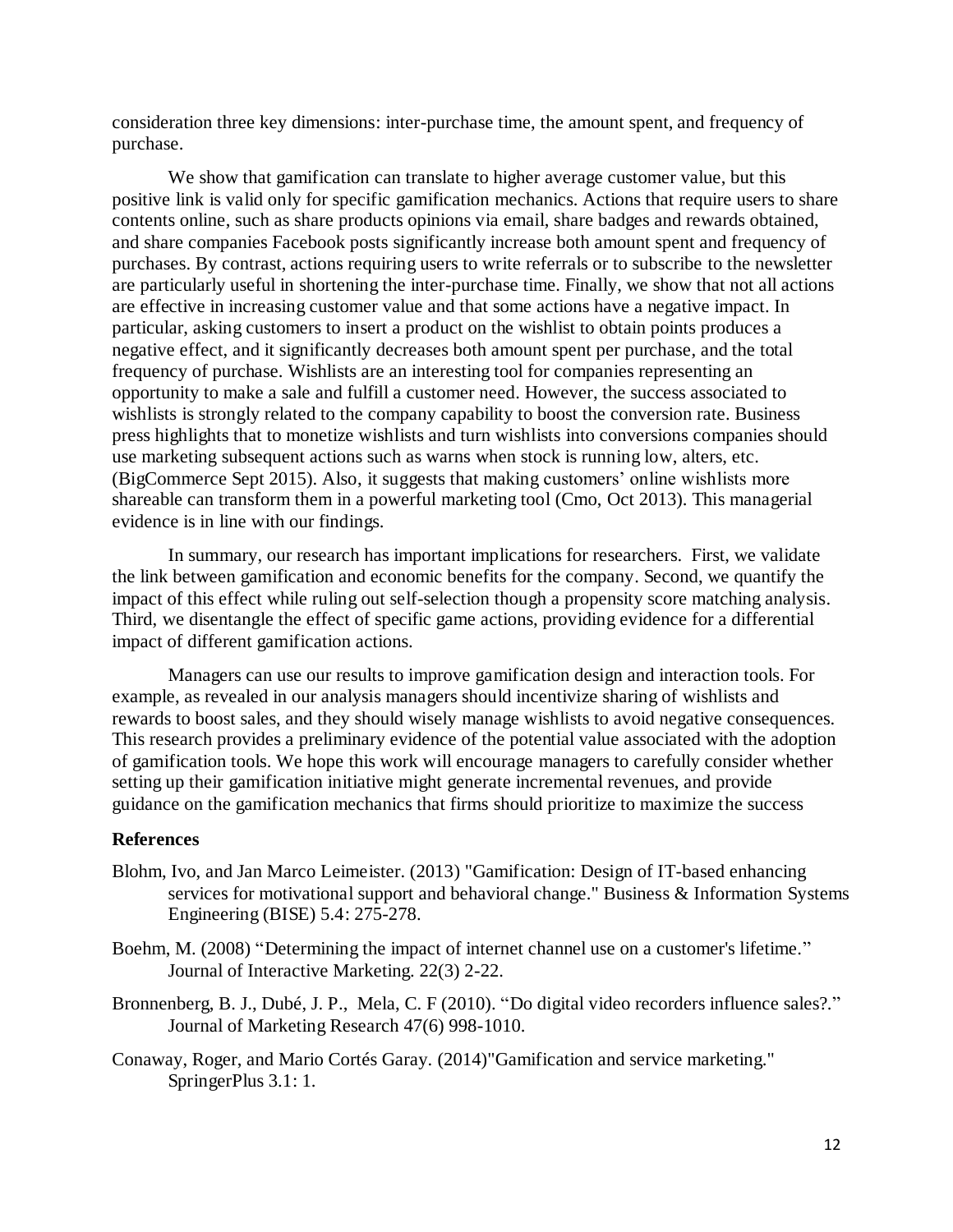consideration three key dimensions: inter-purchase time, the amount spent, and frequency of purchase.

We show that gamification can translate to higher average customer value, but this positive link is valid only for specific gamification mechanics. Actions that require users to share contents online, such as share products opinions via email, share badges and rewards obtained, and share companies Facebook posts significantly increase both amount spent and frequency of purchases. By contrast, actions requiring users to write referrals or to subscribe to the newsletter are particularly useful in shortening the inter-purchase time. Finally, we show that not all actions are effective in increasing customer value and that some actions have a negative impact. In particular, asking customers to insert a product on the wishlist to obtain points produces a negative effect, and it significantly decreases both amount spent per purchase, and the total frequency of purchase. Wishlists are an interesting tool for companies representing an opportunity to make a sale and fulfill a customer need. However, the success associated to wishlists is strongly related to the company capability to boost the conversion rate. Business press highlights that to monetize wishlists and turn wishlists into conversions companies should use marketing subsequent actions such as warns when stock is running low, alters, etc. (BigCommerce Sept 2015). Also, it suggests that making customers' online wishlists more shareable can transform them in a powerful marketing tool (Cmo, Oct 2013). This managerial evidence is in line with our findings.

In summary, our research has important implications for researchers. First, we validate the link between gamification and economic benefits for the company. Second, we quantify the impact of this effect while ruling out self-selection though a propensity score matching analysis. Third, we disentangle the effect of specific game actions, providing evidence for a differential impact of different gamification actions.

Managers can use our results to improve gamification design and interaction tools. For example, as revealed in our analysis managers should incentivize sharing of wishlists and rewards to boost sales, and they should wisely manage wishlists to avoid negative consequences. This research provides a preliminary evidence of the potential value associated with the adoption of gamification tools. We hope this work will encourage managers to carefully consider whether setting up their gamification initiative might generate incremental revenues, and provide guidance on the gamification mechanics that firms should prioritize to maximize the success

## References

Blohm, Ivo, and Jan Marco Leimeister. (2013) "Gamification: Design of IT-based enhancing services for motivational support and behavioral change." Business & Information Systems Engineering (BISE) 5.4: 275-278.

Boehm, M. (2008) "Determining the impact of internet channel use on a customer's lifetime." Journal of Interactive Marketing. 22(3) 2-22.

Bronnenberg, B. J., Dubé, J. P., Mela, C. F (2010). "Do digital video recorders influence sales?." Journal of Marketing Research 47(6) 998-1010.

Conaway, Roger, and Mario Cortés Garay. (2014)"Gamification and service marketing." SpringerPlus 3.1: 1.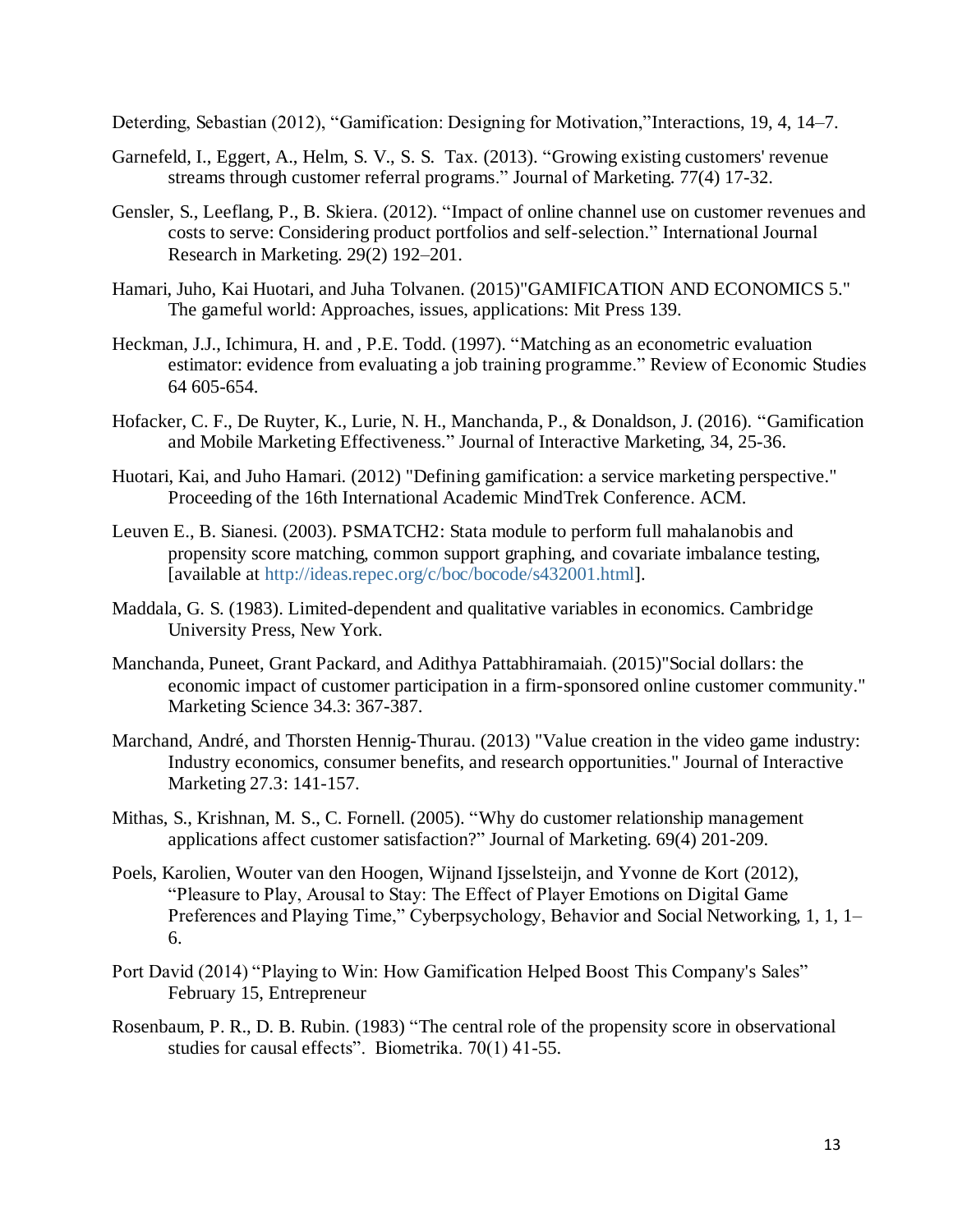Deterding, Sebastian (2012), “Gamification: Designing for Motivation,”Interactions, 19, 4, 14–7.

Garnefeld, I., Eggert, A., Helm, S. V., S. S. Tax. (2013). “Growing existing customers' revenue streams through customer referral programs.” Journal of Marketing. 77(4) 17-32.

Gensler, S., Leeflang, P., B. Skiera. (2012). “Impact of online channel use on customer revenues and costs to serve: Considering product portfolios and self-selection.” International Journal Research in Marketing. 29(2) 192–201.

Hamari, Juho, Kai Huotari, and Juha Tolvanen. (2015)"GAMIFICATION AND ECONOMICS 5." The gameful world: Approaches, issues, applications: Mit Press 139.

Heckman, J.J., Ichimura, H. and , P.E. Todd. (1997). “Matching as an econometric evaluation estimator: evidence from evaluating a job training programme.” Review of Economic Studies 64 605-654.

Hofacker, C. F., De Ruyter, K., Lurie, N. H., Manchanda, P., & Donaldson, J. (2016). “Gamification and Mobile Marketing Effectiveness.” Journal of Interactive Marketing, 34, 25-36.

Huotari, Kai, and Juho Hamari. (2012) "Defining gamification: a service marketing perspective." Proceeding of the 16th International Academic MindTrek Conference. ACM.

Leuven E., B. Sianesi. (2003). PSMATCH2: Stata module to perform full mahalanobis and propensity score matching, common support graphing, and covariate imbalance testing, [available at http://ideas.repec.org/c/boc/bocode/s432001.html].

Maddala, G. S. (1983). Limited-dependent and qualitative variables in economics. Cambridge University Press, New York.

Manchanda, Puneet, Grant Packard, and Adithya Pattabhiramaiah. (2015)"Social dollars: the economic impact of customer participation in a firm-sponsored online customer community." Marketing Science 34.3: 367-387.

Marchand, André, and Thorsten Hennig-Thurau. (2013) "Value creation in the video game industry: Industry economics, consumer benefits, and research opportunities." Journal of Interactive Marketing 27.3: 141-157.

Mithas, S., Krishnan, M. S., C. Fornell. (2005). “Why do customer relationship management applications affect customer satisfaction?” Journal of Marketing. 69(4) 201-209.

Poels, Karolien, Wouter van den Hoogen, Wijnand Ijsselsteijn, and Yvonne de Kort (2012), “Pleasure to Play, Arousal to Stay: The Effect of Player Emotions on Digital Game Preferences and Playing Time,” Cyberpsychology, Behavior and Social Networking, 1, 1, 1–6.

Port David (2014) “Playing to Win: How Gamification Helped Boost This Company's Sales” February 15, Entrepreneur

Rosenbaum, P. R., D. B. Rubin. (1983) “The central role of the propensity score in observational studies for causal effects”. Biometrika. 70(1) 41-55.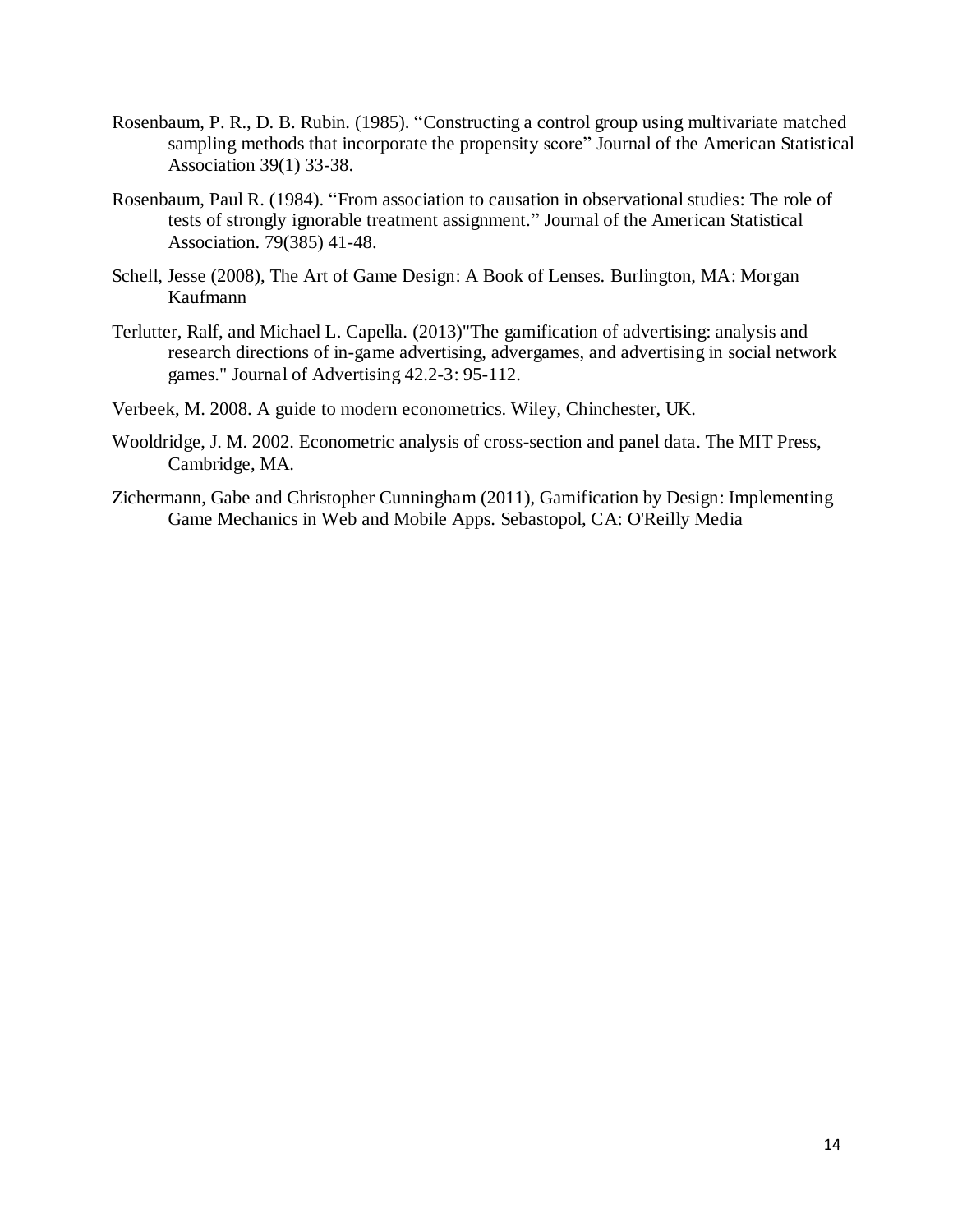Rosenbaum, P. R., D. B. Rubin. (1985). "Constructing a control group using multivariate matched sampling methods that incorporate the propensity score" Journal of the American Statistical Association 39(1) 33-38.

Rosenbaum, Paul R. (1984). "From association to causation in observational studies: The role of tests of strongly ignorable treatment assignment." Journal of the American Statistical Association. 79(385) 41-48.

Schell, Jesse (2008), The Art of Game Design: A Book of Lenses. Burlington, MA: Morgan Kaufmann

Terlutter, Ralf, and Michael L. Capella. (2013)"The gamification of advertising: analysis and research directions of in-game advertising, advergames, and advertising in social network games." Journal of Advertising 42.2-3: 95-112.

Verbeek, M. 2008. A guide to modern econometrics. Wiley, Chinchester, UK.

Wooldridge, J. M. 2002. Econometric analysis of cross-section and panel data. The MIT Press, Cambridge, MA.

Zichermann, Gabe and Christopher Cunningham (2011), Gamification by Design: Implementing Game Mechanics in Web and Mobile Apps. Sebastopol, CA: O'Reilly Media